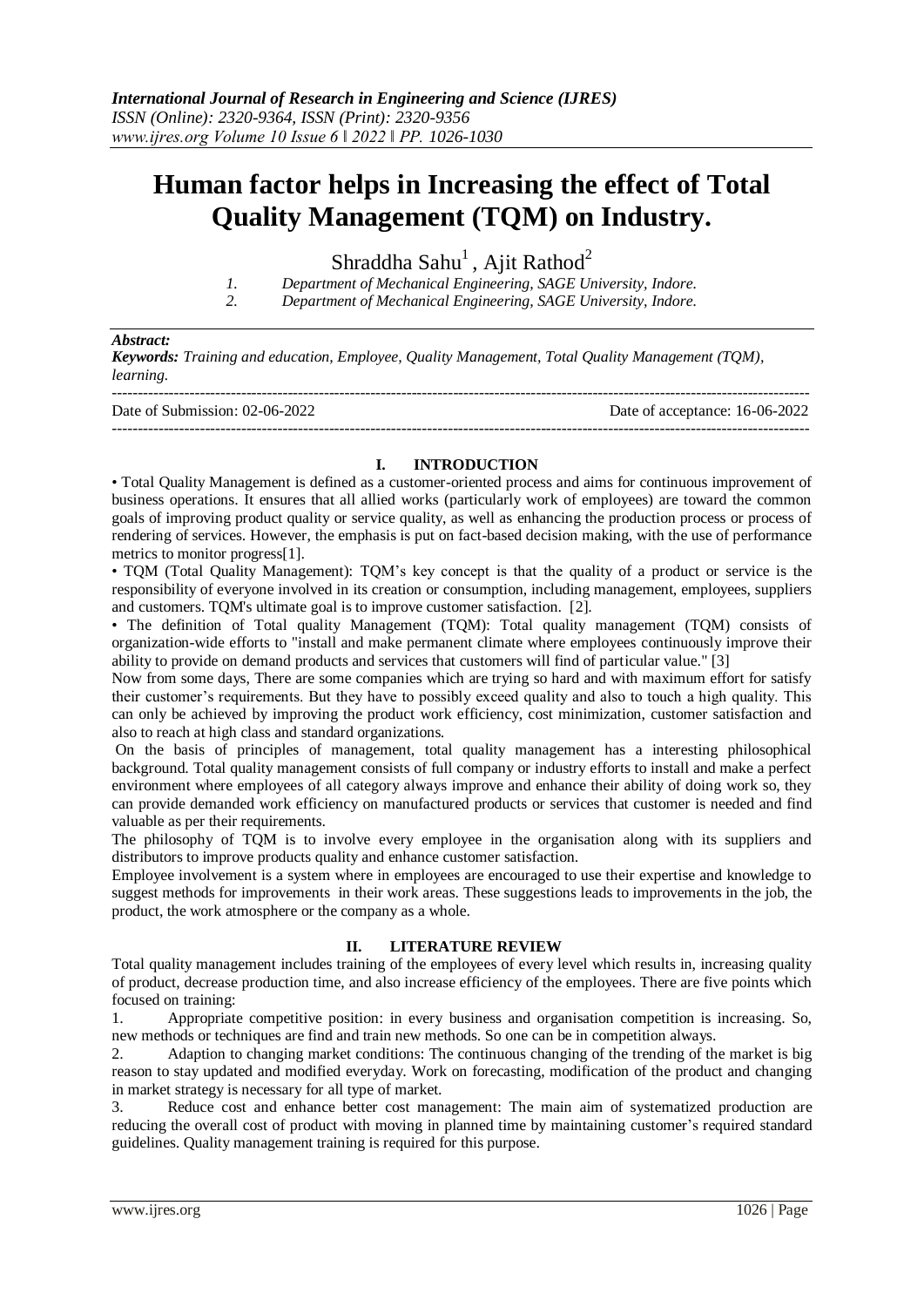# Human factor helps in Increasing the effect of Total Quality Management (TQM) on Industry.

Shraddha Sahu[1] , Ajit Rathod[2]

1. Department of Mechanical Engineering, SAGE University, Indore.
2. Department of Mechanical Engineering, SAGE University, Indore.

***Abstract:***

***Keywords:*** *Training and education, Employee, Quality Management, Total Quality Management (TQM), learning.*

Date of Submission: 02-06-2022 Date of acceptance: 16-06-2022

## I. INTRODUCTION

• Total Quality Management is defined as a customer-oriented process and aims for continuous improvement of business operations. It ensures that all allied works (particularly work of employees) are toward the common goals of improving product quality or service quality, as well as enhancing the production process or process of rendering of services. However, the emphasis is put on fact-based decision making, with the use of performance metrics to monitor progress[1].

• TQM (Total Quality Management): TQM's key concept is that the quality of a product or service is the responsibility of everyone involved in its creation or consumption, including management, employees, suppliers and customers. TQM's ultimate goal is to improve customer satisfaction. [2].

• The definition of Total quality Management (TQM): Total quality management (TQM) consists of organization-wide efforts to "install and make permanent climate where employees continuously improve their ability to provide on demand products and services that customers will find of particular value." [3]

Now from some days, There are some companies which are trying so hard and with maximum effort for satisfy their customer's requirements. But they have to possibly exceed quality and also to touch a high quality. This can only be achieved by improving the product work efficiency, cost minimization, customer satisfaction and also to reach at high class and standard organizations.

On the basis of principles of management, total quality management has a interesting philosophical background. Total quality management consists of full company or industry efforts to install and make a perfect environment where employees of all category always improve and enhance their ability of doing work so, they can provide demanded work efficiency on manufactured products or services that customer is needed and find valuable as per their requirements.

The philosophy of TQM is to involve every employee in the organisation along with its suppliers and distributors to improve products quality and enhance customer satisfaction.

Employee involvement is a system where in employees are encouraged to use their expertise and knowledge to suggest methods for improvements in their work areas. These suggestions leads to improvements in the job, the product, the work atmosphere or the company as a whole.

## II. LITERATURE REVIEW

Total quality management includes training of the employees of every level which results in, increasing quality of product, decrease production time, and also increase efficiency of the employees. There are five points which focused on training:

1. Appropriate competitive position: in every business and organisation competition is increasing. So, new methods or techniques are find and train new methods. So one can be in competition always.
2. Adaption to changing market conditions: The continuous changing of the trending of the market is big reason to stay updated and modified everyday. Work on forecasting, modification of the product and changing in market strategy is necessary for all type of market.
3. Reduce cost and enhance better cost management: The main aim of systematized production are reducing the overall cost of product with moving in planned time by maintaining customer's required standard guidelines. Quality management training is required for this purpose.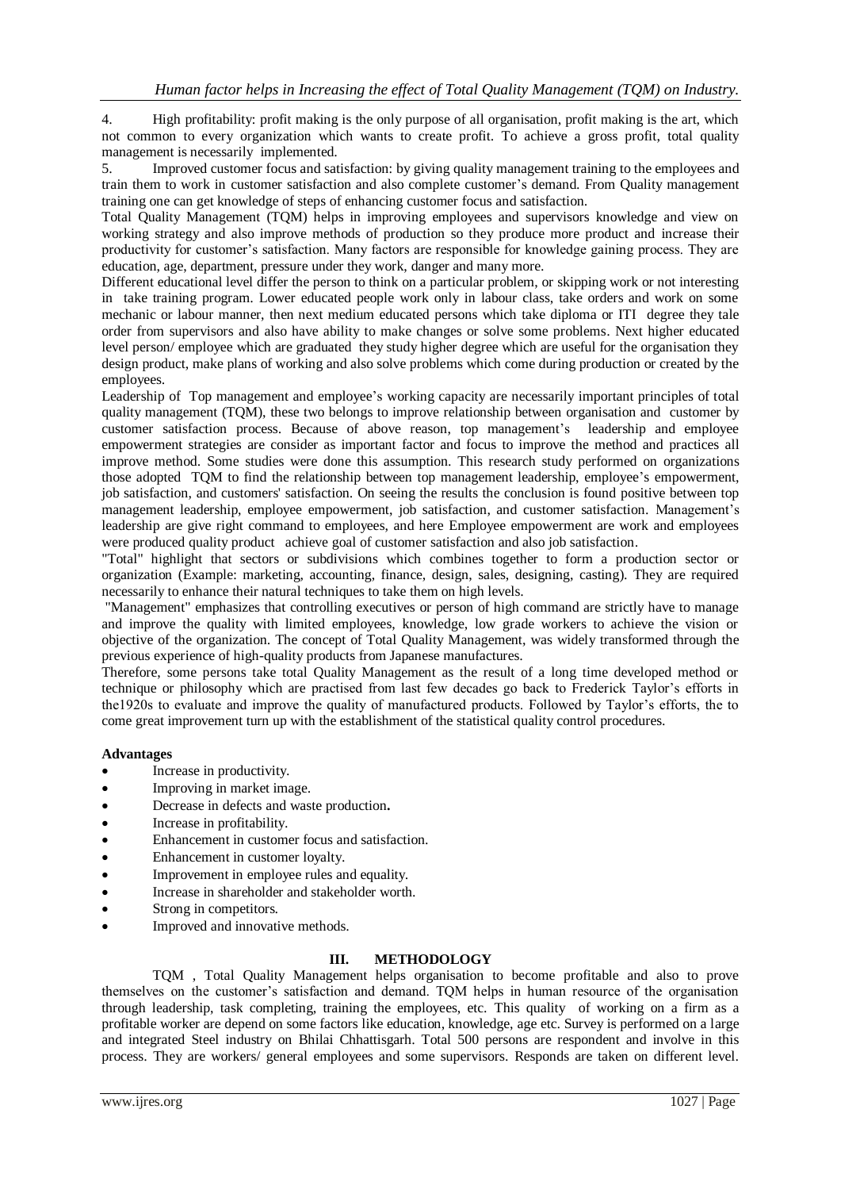4. High profitability: profit making is the only purpose of all organisation, profit making is the art, which not common to every organization which wants to create profit. To achieve a gross profit, total quality management is necessarily implemented.
5. Improved customer focus and satisfaction: by giving quality management training to the employees and train them to work in customer satisfaction and also complete customer's demand. From Quality management training one can get knowledge of steps of enhancing customer focus and satisfaction.

Total Quality Management (TQM) helps in improving employees and supervisors knowledge and view on working strategy and also improve methods of production so they produce more product and increase their productivity for customer's satisfaction. Many factors are responsible for knowledge gaining process. They are education, age, department, pressure under they work, danger and many more.

Different educational level differ the person to think on a particular problem, or skipping work or not interesting in take training program. Lower educated people work only in labour class, take orders and work on some mechanic or labour manner, then next medium educated persons which take diploma or ITI degree they tale order from supervisors and also have ability to make changes or solve some problems. Next higher educated level person/ employee which are graduated they study higher degree which are useful for the organisation they design product, make plans of working and also solve problems which come during production or created by the employees.

Leadership of Top management and employee's working capacity are necessarily important principles of total quality management (TQM), these two belongs to improve relationship between organisation and customer by customer satisfaction process. Because of above reason, top management's leadership and employee empowerment strategies are consider as important factor and focus to improve the method and practices all improve method. Some studies were done this assumption. This research study performed on organizations those adopted TQM to find the relationship between top management leadership, employee's empowerment, job satisfaction, and customers' satisfaction. On seeing the results the conclusion is found positive between top management leadership, employee empowerment, job satisfaction, and customer satisfaction. Management's leadership are give right command to employees, and here Employee empowerment are work and employees were produced quality product achieve goal of customer satisfaction and also job satisfaction.

"Total" highlight that sectors or subdivisions which combines together to form a production sector or organization (Example: marketing, accounting, finance, design, sales, designing, casting). They are required necessarily to enhance their natural techniques to take them on high levels.

"Management" emphasizes that controlling executives or person of high command are strictly have to manage and improve the quality with limited employees, knowledge, low grade workers to achieve the vision or objective of the organization. The concept of Total Quality Management, was widely transformed through the previous experience of high-quality products from Japanese manufactures.

Therefore, some persons take total Quality Management as the result of a long time developed method or technique or philosophy which are practised from last few decades go back to Frederick Taylor's efforts in the1920s to evaluate and improve the quality of manufactured products. Followed by Taylor's efforts, the to come great improvement turn up with the establishment of the statistical quality control procedures.

**Advantages**

- Increase in productivity.
- Improving in market image.
- Decrease in defects and waste production**.**
- Increase in profitability.
- Enhancement in customer focus and satisfaction.
- Enhancement in customer loyalty.
- Improvement in employee rules and equality.
- Increase in shareholder and stakeholder worth.
- Strong in competitors.
- Improved and innovative methods.

## III. METHODOLOGY

TQM , Total Quality Management helps organisation to become profitable and also to prove themselves on the customer's satisfaction and demand. TQM helps in human resource of the organisation through leadership, task completing, training the employees, etc. This quality of working on a firm as a profitable worker are depend on some factors like education, knowledge, age etc. Survey is performed on a large and integrated Steel industry on Bhilai Chhattisgarh. Total 500 persons are respondent and involve in this process. They are workers/ general employees and some supervisors. Responds are taken on different level.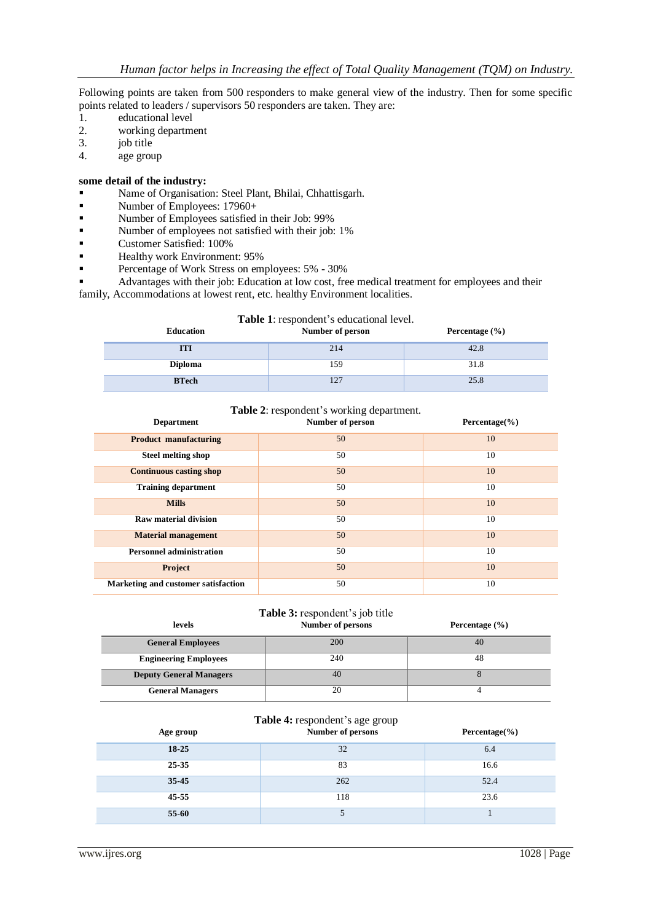Following points are taken from 500 responders to make general view of the industry. Then for some specific points related to leaders / supervisors 50 responders are taken. They are:

1. educational level
2. working department
3. job title
4. age group

**some detail of the industry:**

- Name of Organisation: Steel Plant, Bhilai, Chhattisgarh.
- Number of Employees: 17960+
- Number of Employees satisfied in their Job: 99%
- Number of employees not satisfied with their job: 1%
- Customer Satisfied: 100%
- Healthy work Environment: 95%
- Percentage of Work Stress on employees: 5% - 30%
- Advantages with their job: Education at low cost, free medical treatment for employees and their family, Accommodations at lowest rent, etc. healthy Environment localities.

**Table 1**: respondent's educational level.

| Education | Number of person | Percentage (%) |
|---|---|---|
| ITI | 214 | 42.8 |
| Diploma | 159 | 31.8 |
| BTech | 127 | 25.8 |

**Table 2**: respondent's working department.

| Department | Number of person | Percentage(%) |
|---|---|---|
| Product manufacturing | 50 | 10 |
| Steel melting shop | 50 | 10 |
| Continuous casting shop | 50 | 10 |
| Training department | 50 | 10 |
| Mills | 50 | 10 |
| Raw material division | 50 | 10 |
| Material management | 50 | 10 |
| Personnel administration | 50 | 10 |
| Project | 50 | 10 |
| Marketing and customer satisfaction | 50 | 10 |

**Table 3:** respondent's job title

| levels | Number of persons | Percentage (%) |
|---|---|---|
| General Employees | 200 | 40 |
| Engineering Employees | 240 | 48 |
| Deputy General Managers | 40 | 8 |
| General Managers | 20 | 4 |

**Table 4:** respondent's age group

| Age group | Number of persons | Percentage(%) |
|---|---|---|
| 18-25 | 32 | 6.4 |
| 25-35 | 83 | 16.6 |
| 35-45 | 262 | 52.4 |
| 45-55 | 118 | 23.6 |
| 55-60 | 5 | 1 |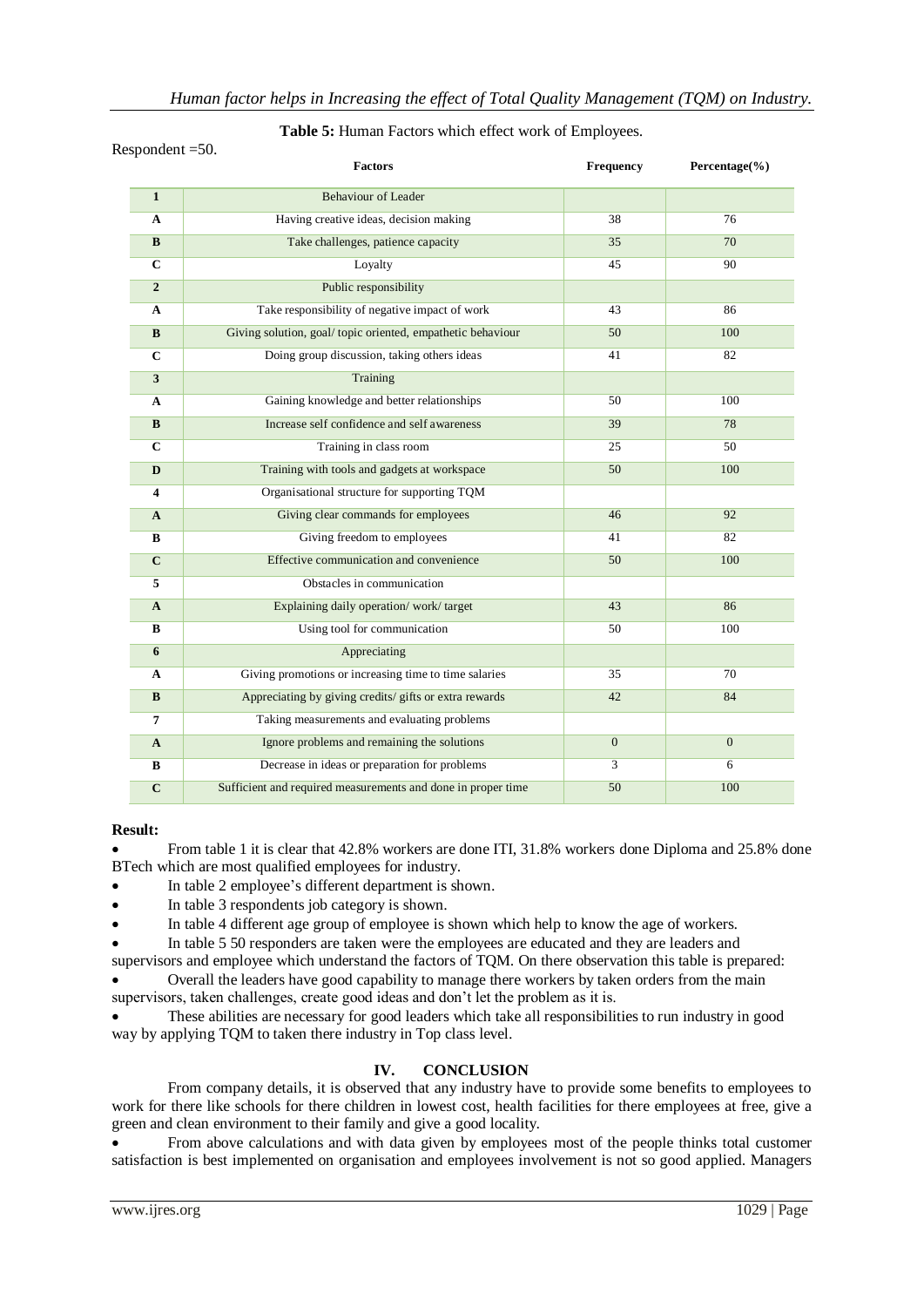**Table 5:** Human Factors which effect work of Employees.

Respondent =50.

| | Factors | Frequency | Percentage(%) |
|---|---|---|---|
| **1** | Behaviour of Leader | | |
| **A** | Having creative ideas, decision making | 38 | 76 |
| **B** | Take challenges, patience capacity | 35 | 70 |
| **C** | Loyalty | 45 | 90 |
| **2** | Public responsibility | | |
| **A** | Take responsibility of negative impact of work | 43 | 86 |
| **B** | Giving solution, goal/ topic oriented, empathetic behaviour | 50 | 100 |
| **C** | Doing group discussion, taking others ideas | 41 | 82 |
| **3** | Training | | |
| **A** | Gaining knowledge and better relationships | 50 | 100 |
| **B** | Increase self confidence and self awareness | 39 | 78 |
| **C** | Training in class room | 25 | 50 |
| **D** | Training with tools and gadgets at workspace | 50 | 100 |
| **4** | Organisational structure for supporting TQM | | |
| **A** | Giving clear commands for employees | 46 | 92 |
| **B** | Giving freedom to employees | 41 | 82 |
| **C** | Effective communication and convenience | 50 | 100 |
| **5** | Obstacles in communication | | |
| **A** | Explaining daily operation/ work/ target | 43 | 86 |
| **B** | Using tool for communication | 50 | 100 |
| **6** | Appreciating | | |
| **A** | Giving promotions or increasing time to time salaries | 35 | 70 |
| **B** | Appreciating by giving credits/ gifts or extra rewards | 42 | 84 |
| **7** | Taking measurements and evaluating problems | | |
| **A** | Ignore problems and remaining the solutions | 0 | 0 |
| **B** | Decrease in ideas or preparation for problems | 3 | 6 |
| **C** | Sufficient and required measurements and done in proper time | 50 | 100 |

**Result:**

- From table 1 it is clear that 42.8% workers are done ITI, 31.8% workers done Diploma and 25.8% done BTech which are most qualified employees for industry.
- In table 2 employee's different department is shown.
- In table 3 respondents job category is shown.
- In table 4 different age group of employee is shown which help to know the age of workers.
- In table 5 50 responders are taken were the employees are educated and they are leaders and supervisors and employee which understand the factors of TQM. On there observation this table is prepared:
- Overall the leaders have good capability to manage there workers by taken orders from the main supervisors, taken challenges, create good ideas and don't let the problem as it is.
- These abilities are necessary for good leaders which take all responsibilities to run industry in good way by applying TQM to taken there industry in Top class level.

## IV. CONCLUSION

From company details, it is observed that any industry have to provide some benefits to employees to work for there like schools for there children in lowest cost, health facilities for there employees at free, give a green and clean environment to their family and give a good locality.

- From above calculations and with data given by employees most of the people thinks total customer satisfaction is best implemented on organisation and employees involvement is not so good applied. Managers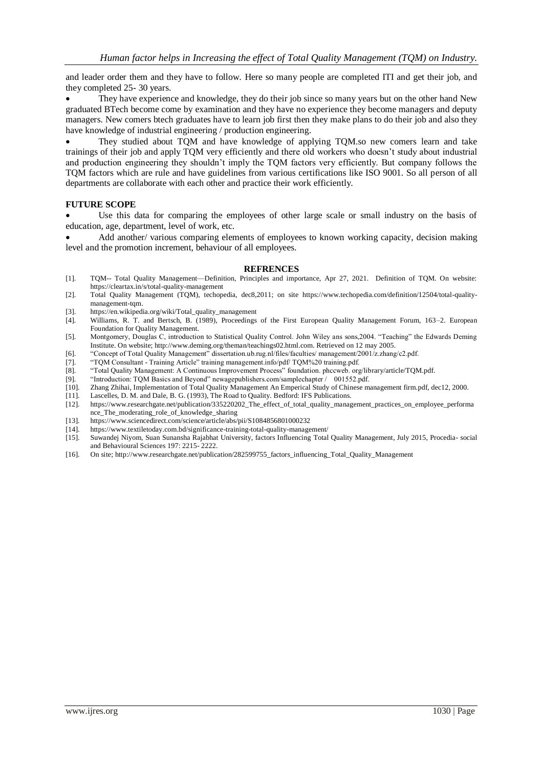and leader order them and they have to follow. Here so many people are completed ITI and get their job, and they completed 25- 30 years.

- They have experience and knowledge, they do their job since so many years but on the other hand New graduated BTech become come by examination and they have no experience they become managers and deputy managers. New comers btech graduates have to learn job first then they make plans to do their job and also they have knowledge of industrial engineering / production engineering.
- They studied about TQM and have knowledge of applying TQM.so new comers learn and take trainings of their job and apply TQM very efficiently and there old workers who doesn't study about industrial and production engineering they shouldn't imply the TQM factors very efficiently. But company follows the TQM factors which are rule and have guidelines from various certifications like ISO 9001. So all person of all departments are collaborate with each other and practice their work efficiently.

**FUTURE SCOPE**

- Use this data for comparing the employees of other large scale or small industry on the basis of education, age, department, level of work, etc.
- Add another/ various comparing elements of employees to known working capacity, decision making level and the promotion increment, behaviour of all employees.

## REFRENCES

[1]. TQM-- Total Quality Management—Definition, Principles and importance, Apr 27, 2021. Definition of TQM. On website: https://cleartax.in/s/total-quality-management

[2]. Total Quality Management (TQM), techopedia, dec8,2011; on site https://www.techopedia.com/definition/12504/total-quality-management-tqm.

[3]. https://en.wikipedia.org/wiki/Total_quality_management

[4]. Williams, R. T. and Bertsch, B. (1989), Proceedings of the First European Quality Management Forum, 163–2. European Foundation for Quality Management.

[5]. Montgomery, Douglas C, introduction to Statistical Quality Control. John Wiley ans sons,2004. "Teaching" the Edwards Deming Institute. On website; http://www.deming.org/theman/teachings02.html.com. Retrieved on 12 may 2005.

[6]. "Concept of Total Quality Management" dissertation.ub.rug.nl/files/faculties/ management/2001/z.zhang/c2.pdf.

[7]. "TQM Consultant - Training Article" training management.info/pdf/ TQM%20 training.pdf.

[8]. "Total Quality Management: A Continuous Improvement Process" foundation. phccweb. org/library/article/TQM.pdf.

[9]. "Introduction: TQM Basics and Beyond" newagepublishers.com/samplechapter / 001552.pdf.

[10]. Zhang Zhihai, Implementation of Total Quality Management An Emperical Study of Chinese management firm.pdf, dec12, 2000.

[11]. Lascelles, D. M. and Dale, B. G. (1993), The Road to Quality. Bedford: IFS Publications.

[12]. https://www.researchgate.net/publication/335220202_The_effect_of_total_quality_management_practices_on_employee_performance_The_moderating_role_of_knowledge_sharing

[13]. https://www.sciencedirect.com/science/article/abs/pii/S1084856801000232

[14]. https://www.textiletoday.com.bd/significance-training-total-quality-management/

[15]. Suwandej Niyom, Suan Sunansha Rajabhat University, factors Influencing Total Quality Management, July 2015, Procedia- social and Behavioural Sciences 197: 2215- 2222.

[16]. On site; http://www.researchgate.net/publication/282599755_factors_influencing_Total_Quality_Management